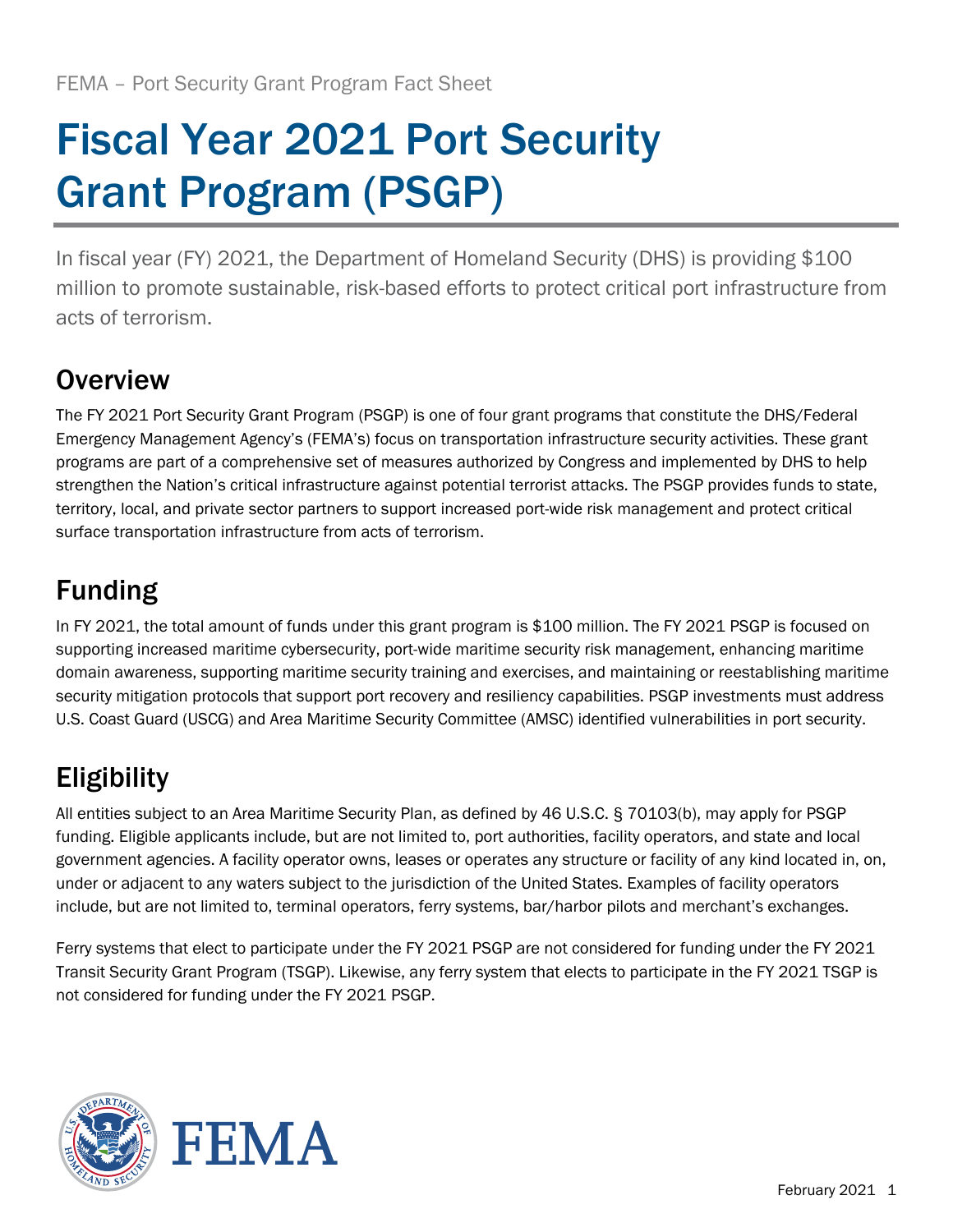FEMA – Port Security Grant Program Fact Sheet

# Fiscal Year 2021 Port Security Grant Program (PSGP)

In fiscal year (FY) 2021, the Department of Homeland Security (DHS) is providing $100 million to promote sustainable, risk-based efforts to protect critical port infrastructure from acts of terrorism.

## Overview

The FY 2021 Port Security Grant Program (PSGP) is one of four grant programs that constitute the DHS/Federal Emergency Management Agency's (FEMA's) focus on transportation infrastructure security activities. These grant programs are part of a comprehensive set of measures authorized by Congress and implemented by DHS to help strengthen the Nation's critical infrastructure against potential terrorist attacks. The PSGP provides funds to state, territory, local, and private sector partners to support increased port-wide risk management and protect critical surface transportation infrastructure from acts of terrorism.

## Funding

In FY 2021, the total amount of funds under this grant program is $100 million. The FY 2021 PSGP is focused on supporting increased maritime cybersecurity, port-wide maritime security risk management, enhancing maritime domain awareness, supporting maritime security training and exercises, and maintaining or reestablishing maritime security mitigation protocols that support port recovery and resiliency capabilities. PSGP investments must address U.S. Coast Guard (USCG) and Area Maritime Security Committee (AMSC) identified vulnerabilities in port security.

## Eligibility

All entities subject to an Area Maritime Security Plan, as defined by 46 U.S.C. § 70103(b), may apply for PSGP funding. Eligible applicants include, but are not limited to, port authorities, facility operators, and state and local government agencies. A facility operator owns, leases or operates any structure or facility of any kind located in, on, under or adjacent to any waters subject to the jurisdiction of the United States. Examples of facility operators include, but are not limited to, terminal operators, ferry systems, bar/harbor pilots and merchant's exchanges.

Ferry systems that elect to participate under the FY 2021 PSGP are not considered for funding under the FY 2021 Transit Security Grant Program (TSGP). Likewise, any ferry system that elects to participate in the FY 2021 TSGP is not considered for funding under the FY 2021 PSGP.

February 2021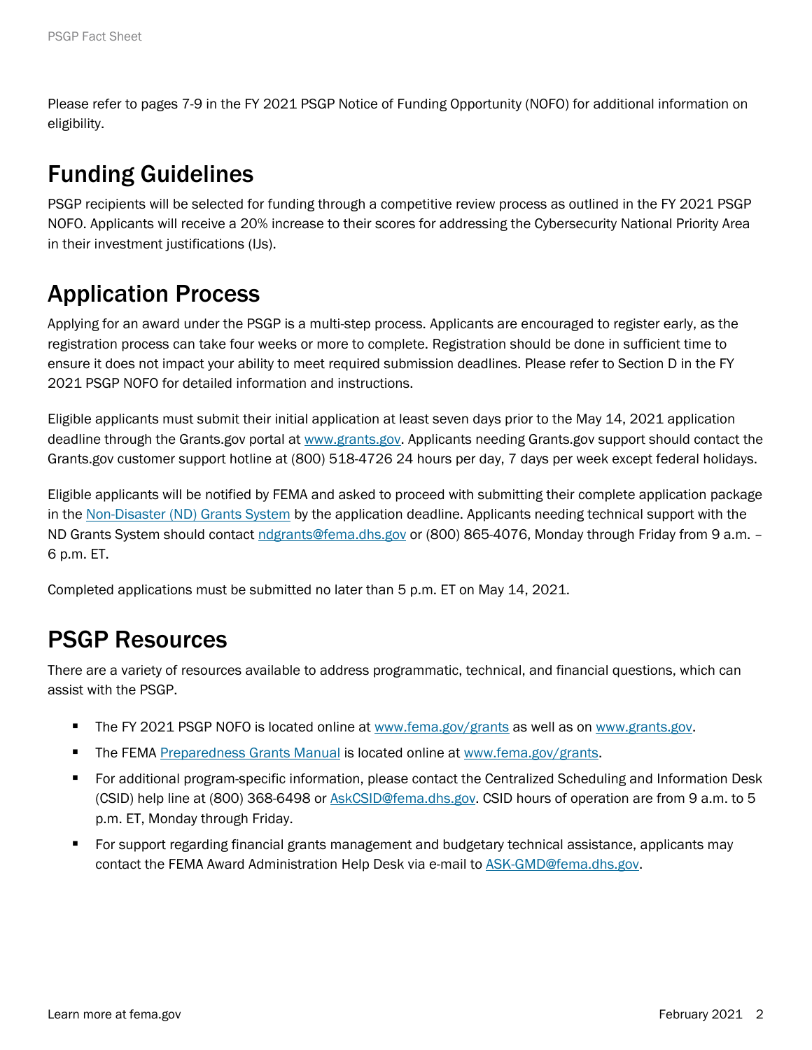Please refer to pages 7-9 in the FY 2021 PSGP Notice of Funding Opportunity (NOFO) for additional information on eligibility.

## Funding Guidelines

PSGP recipients will be selected for funding through a competitive review process as outlined in the FY 2021 PSGP NOFO. Applicants will receive a 20% increase to their scores for addressing the Cybersecurity National Priority Area in their investment justifications (IJs).

## Application Process

Applying for an award under the PSGP is a multi-step process. Applicants are encouraged to register early, as the registration process can take four weeks or more to complete. Registration should be done in sufficient time to ensure it does not impact your ability to meet required submission deadlines. Please refer to Section D in the FY 2021 PSGP NOFO for detailed information and instructions.

Eligible applicants must submit their initial application at least seven days prior to the May 14, 2021 application deadline through the Grants.gov portal at www.grants.gov. Applicants needing Grants.gov support should contact the Grants.gov customer support hotline at (800) 518-4726 24 hours per day, 7 days per week except federal holidays.

Eligible applicants will be notified by FEMA and asked to proceed with submitting their complete application package in the Non-Disaster (ND) Grants System by the application deadline. Applicants needing technical support with the ND Grants System should contact ndgrants@fema.dhs.gov or (800) 865-4076, Monday through Friday from 9 a.m. – 6 p.m. ET.

Completed applications must be submitted no later than 5 p.m. ET on May 14, 2021.

## PSGP Resources

There are a variety of resources available to address programmatic, technical, and financial questions, which can assist with the PSGP.

- The FY 2021 PSGP NOFO is located online at www.fema.gov/grants as well as on www.grants.gov.
- The FEMA Preparedness Grants Manual is located online at www.fema.gov/grants.
- For additional program-specific information, please contact the Centralized Scheduling and Information Desk (CSID) help line at (800) 368-6498 or AskCSID@fema.dhs.gov. CSID hours of operation are from 9 a.m. to 5 p.m. ET, Monday through Friday.
- For support regarding financial grants management and budgetary technical assistance, applicants may contact the FEMA Award Administration Help Desk via e-mail to ASK-GMD@fema.dhs.gov.